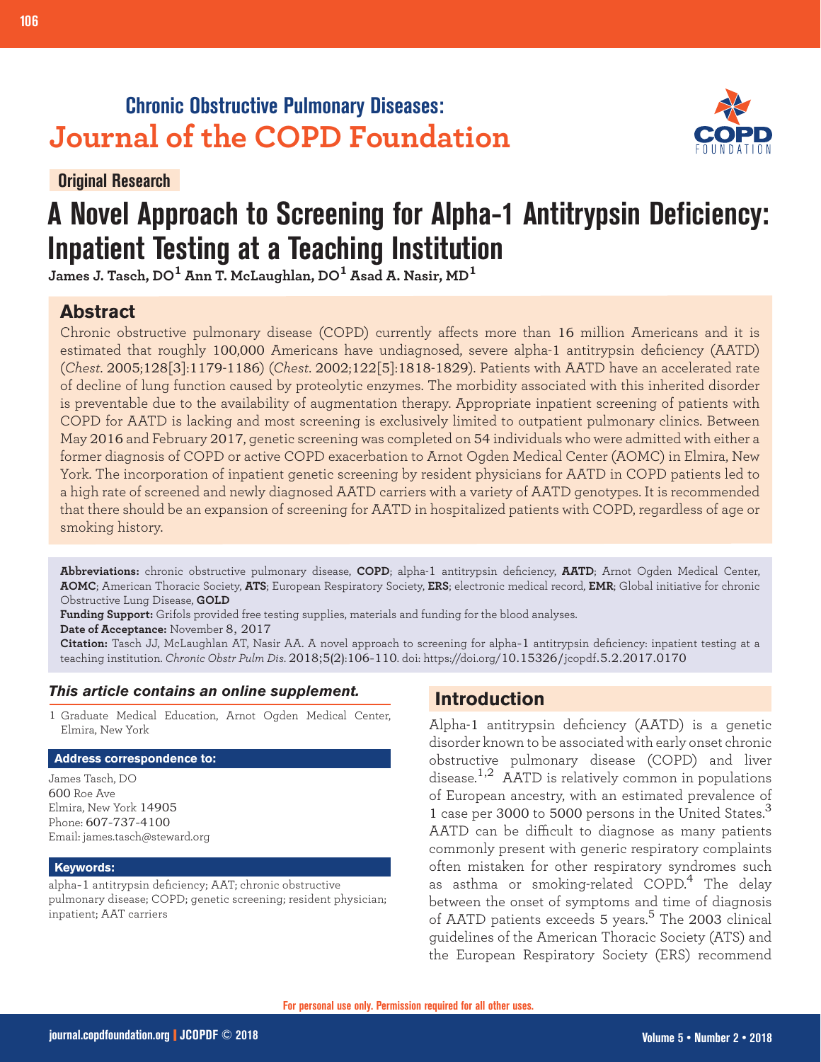Chronic Obstructive Pulmonary Diseases:
**Journal of the COPD Foundation**

**Original Research**

# A Novel Approach to Screening for Alpha-1 Antitrypsin Deficiency: Inpatient Testing at a Teaching Institution

**James J. Tasch, DO[1] Ann T. McLaughlan, DO[1] Asad A. Nasir, MD[1]**

## Abstract

Chronic obstructive pulmonary disease (COPD) currently affects more than 16 million Americans and it is estimated that roughly 100,000 Americans have undiagnosed, severe alpha-1 antitrypsin deficiency (AATD) (*Chest*. 2005;128[3]:1179-1186) (*Chest*. 2002;122[5]:1818-1829). Patients with AATD have an accelerated rate of decline of lung function caused by proteolytic enzymes. The morbidity associated with this inherited disorder is preventable due to the availability of augmentation therapy. Appropriate inpatient screening of patients with COPD for AATD is lacking and most screening is exclusively limited to outpatient pulmonary clinics. Between May 2016 and February 2017, genetic screening was completed on 54 individuals who were admitted with either a former diagnosis of COPD or active COPD exacerbation to Arnot Ogden Medical Center (AOMC) in Elmira, New York. The incorporation of inpatient genetic screening by resident physicians for AATD in COPD patients led to a high rate of screened and newly diagnosed AATD carriers with a variety of AATD genotypes. It is recommended that there should be an expansion of screening for AATD in hospitalized patients with COPD, regardless of age or smoking history.

**Abbreviations:** chronic obstructive pulmonary disease, **COPD**; alpha-1 antitrypsin deficiency, **AATD**; Arnot Ogden Medical Center, **AOMC**; American Thoracic Society, **ATS**; European Respiratory Society, **ERS**; electronic medical record, **EMR**; Global initiative for chronic Obstructive Lung Disease, **GOLD**

**Funding Support:** Grifols provided free testing supplies, materials and funding for the blood analyses.

**Date of Acceptance:** November 8, 2017

**Citation:** Tasch JJ, McLaughlan AT, Nasir AA. A novel approach to screening for alpha-1 antitrypsin deficiency: inpatient testing at a teaching institution. *Chronic Obstr Pulm Dis*. 2018;5(2):106-110. doi: https://doi.org/10.15326/jcopdf.5.2.2017.0170

***This article contains an online supplement.***

1 Graduate Medical Education, Arnot Ogden Medical Center, Elmira, New York

**Address correspondence to:**

James Tasch, DO
600 Roe Ave
Elmira, New York 14905
Phone: 607-737-4100
Email: james.tasch@steward.org

**Keywords:**

alpha-1 antitrypsin deficiency; AAT; chronic obstructive pulmonary disease; COPD; genetic screening; resident physician; inpatient; AAT carriers

## Introduction

Alpha-1 antitrypsin deficiency (AATD) is a genetic disorder known to be associated with early onset chronic obstructive pulmonary disease (COPD) and liver disease.[1,2] AATD is relatively common in populations of European ancestry, with an estimated prevalence of 1 case per 3000 to 5000 persons in the United States.[3] AATD can be difficult to diagnose as many patients commonly present with generic respiratory complaints often mistaken for other respiratory syndromes such as asthma or smoking-related COPD.[4] The delay between the onset of symptoms and time of diagnosis of AATD patients exceeds 5 years.[5] The 2003 clinical guidelines of the American Thoracic Society (ATS) and the European Respiratory Society (ERS) recommend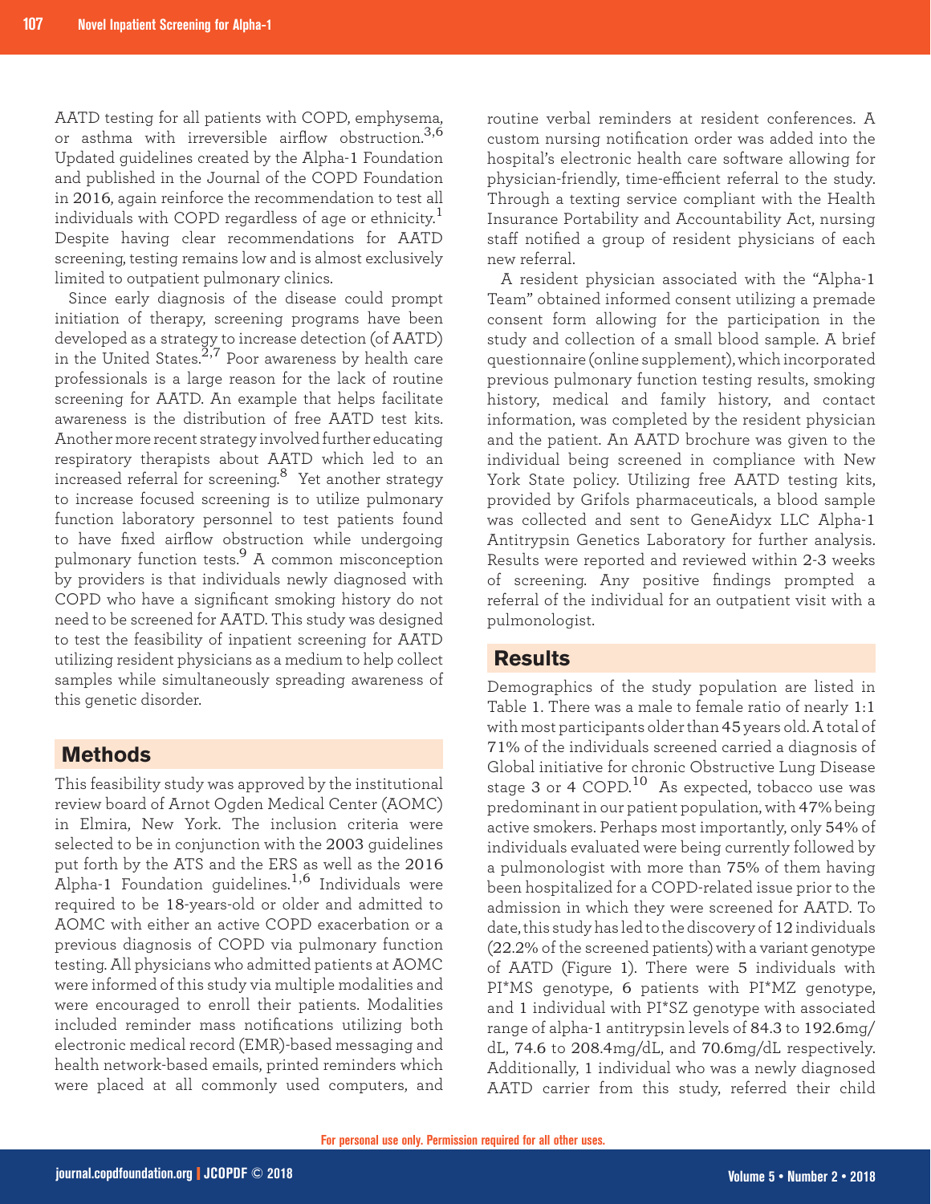AATD testing for all patients with COPD, emphysema, or asthma with irreversible airflow obstruction.[3,6] Updated guidelines created by the Alpha-1 Foundation and published in the Journal of the COPD Foundation in 2016, again reinforce the recommendation to test all individuals with COPD regardless of age or ethnicity.[1] Despite having clear recommendations for AATD screening, testing remains low and is almost exclusively limited to outpatient pulmonary clinics.

Since early diagnosis of the disease could prompt initiation of therapy, screening programs have been developed as a strategy to increase detection (of AATD) in the United States.[2,7] Poor awareness by health care professionals is a large reason for the lack of routine screening for AATD. An example that helps facilitate awareness is the distribution of free AATD test kits. Another more recent strategy involved further educating respiratory therapists about AATD which led to an increased referral for screening.[8] Yet another strategy to increase focused screening is to utilize pulmonary function laboratory personnel to test patients found to have fixed airflow obstruction while undergoing pulmonary function tests.[9] A common misconception by providers is that individuals newly diagnosed with COPD who have a significant smoking history do not need to be screened for AATD. This study was designed to test the feasibility of inpatient screening for AATD utilizing resident physicians as a medium to help collect samples while simultaneously spreading awareness of this genetic disorder.

## Methods

This feasibility study was approved by the institutional review board of Arnot Ogden Medical Center (AOMC) in Elmira, New York. The inclusion criteria were selected to be in conjunction with the 2003 guidelines put forth by the ATS and the ERS as well as the 2016 Alpha-1 Foundation guidelines.[1,6] Individuals were required to be 18-years-old or older and admitted to AOMC with either an active COPD exacerbation or a previous diagnosis of COPD via pulmonary function testing. All physicians who admitted patients at AOMC were informed of this study via multiple modalities and were encouraged to enroll their patients. Modalities included reminder mass notifications utilizing both electronic medical record (EMR)-based messaging and health network-based emails, printed reminders which were placed at all commonly used computers, and routine verbal reminders at resident conferences. A custom nursing notification order was added into the hospital's electronic health care software allowing for physician-friendly, time-efficient referral to the study. Through a texting service compliant with the Health Insurance Portability and Accountability Act, nursing staff notified a group of resident physicians of each new referral.

A resident physician associated with the "Alpha-1 Team" obtained informed consent utilizing a premade consent form allowing for the participation in the study and collection of a small blood sample. A brief questionnaire (online supplement), which incorporated previous pulmonary function testing results, smoking history, medical and family history, and contact information, was completed by the resident physician and the patient. An AATD brochure was given to the individual being screened in compliance with New York State policy. Utilizing free AATD testing kits, provided by Grifols pharmaceuticals, a blood sample was collected and sent to GeneAidyx LLC Alpha-1 Antitrypsin Genetics Laboratory for further analysis. Results were reported and reviewed within 2-3 weeks of screening. Any positive findings prompted a referral of the individual for an outpatient visit with a pulmonologist.

## Results

Demographics of the study population are listed in Table 1. There was a male to female ratio of nearly 1:1 with most participants older than 45 years old. A total of 71% of the individuals screened carried a diagnosis of Global initiative for chronic Obstructive Lung Disease stage 3 or 4 COPD.[10] As expected, tobacco use was predominant in our patient population, with 47% being active smokers. Perhaps most importantly, only 54% of individuals evaluated were being currently followed by a pulmonologist with more than 75% of them having been hospitalized for a COPD-related issue prior to the admission in which they were screened for AATD. To date, this study has led to the discovery of 12 individuals (22.2% of the screened patients) with a variant genotype of AATD (Figure 1). There were 5 individuals with PI*MS genotype, 6 patients with PI*MZ genotype, and 1 individual with PI*SZ genotype with associated range of alpha-1 antitrypsin levels of 84.3 to 192.6mg/dL, 74.6 to 208.4mg/dL, and 70.6mg/dL respectively. Additionally, 1 individual who was a newly diagnosed AATD carrier from this study, referred their child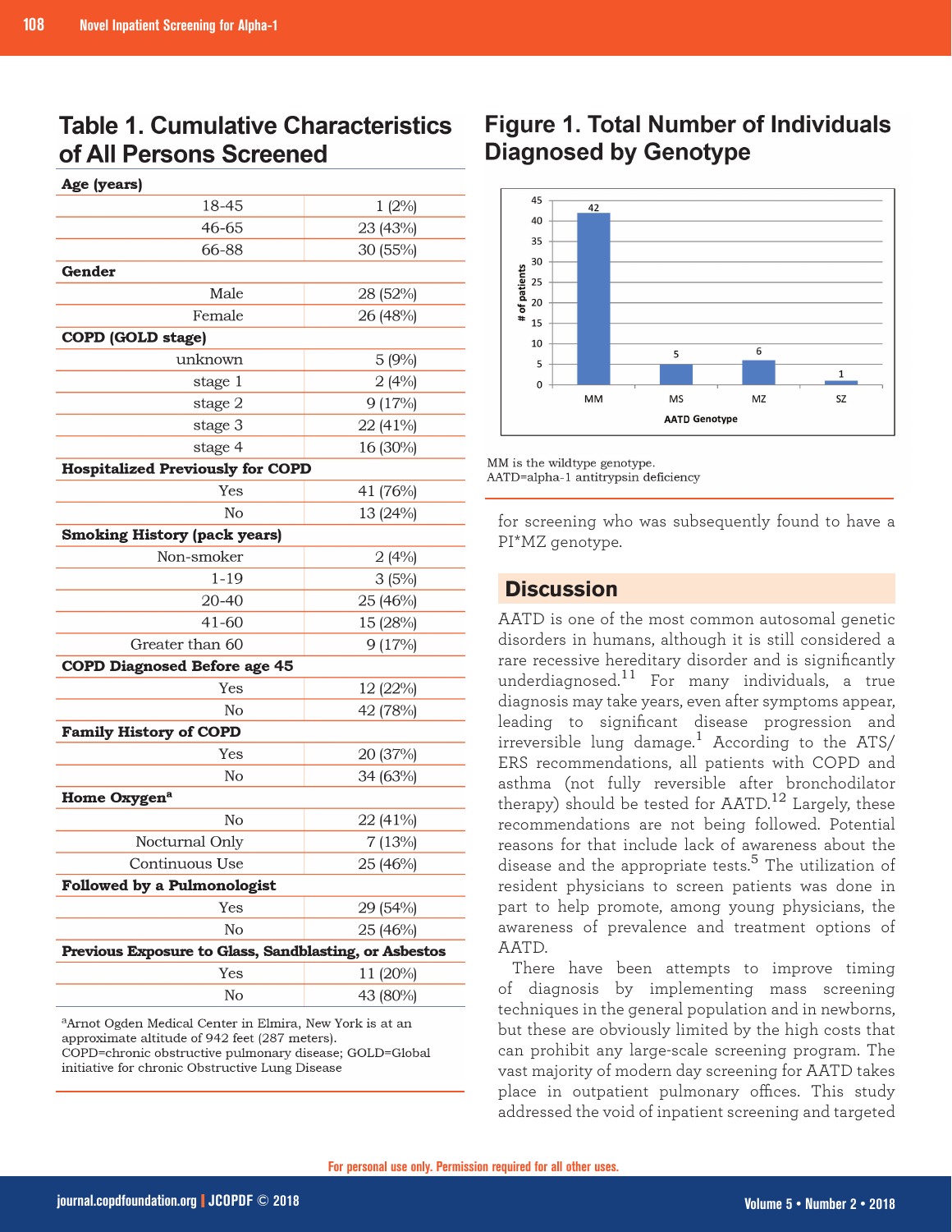## Table 1. Cumulative Characteristics of All Persons Screened

| **Age (years)** | |
|---|---|
| 18-45 | 1 (2%) |
| 46-65 | 23 (43%) |
| 66-88 | 30 (55%) |
| **Gender** | |
| Male | 28 (52%) |
| Female | 26 (48%) |
| **COPD (GOLD stage)** | |
| unknown | 5 (9%) |
| stage 1 | 2 (4%) |
| stage 2 | 9 (17%) |
| stage 3 | 22 (41%) |
| stage 4 | 16 (30%) |
| **Hospitalized Previously for COPD** | |
| Yes | 41 (76%) |
| No | 13 (24%) |
| **Smoking History (pack years)** | |
| Non-smoker | 2 (4%) |
| 1-19 | 3 (5%) |
| 20-40 | 25 (46%) |
| 41-60 | 15 (28%) |
| Greater than 60 | 9 (17%) |
| **COPD Diagnosed Before age 45** | |
| Yes | 12 (22%) |
| No | 42 (78%) |
| **Family History of COPD** | |
| Yes | 20 (37%) |
| No | 34 (63%) |
| **Home Oxygen[a]** | |
| No | 22 (41%) |
| Nocturnal Only | 7 (13%) |
| Continuous Use | 25 (46%) |
| **Followed by a Pulmonologist** | |
| Yes | 29 (54%) |
| No | 25 (46%) |
| **Previous Exposure to Glass, Sandblasting, or Asbestos** | |
| Yes | 11 (20%) |
| No | 43 (80%) |

[a]Arnot Ogden Medical Center in Elmira, New York is at an approximate altitude of 942 feet (287 meters).
COPD=chronic obstructive pulmonary disease; GOLD=Global initiative for chronic Obstructive Lung Disease

## Figure 1. Total Number of Individuals Diagnosed by Genotype

| AATD Genotype | # of patients |
|---|---|
| MM | 42 |
| MS | 5 |
| MZ | 6 |
| SZ | 1 |

MM is the wildtype genotype.
AATD=alpha-1 antitrypsin deficiency

for screening who was subsequently found to have a PI*MZ genotype.

## Discussion

AATD is one of the most common autosomal genetic disorders in humans, although it is still considered a rare recessive hereditary disorder and is significantly underdiagnosed.[11] For many individuals, a true diagnosis may take years, even after symptoms appear, leading to significant disease progression and irreversible lung damage.[1] According to the ATS/ERS recommendations, all patients with COPD and asthma (not fully reversible after bronchodilator therapy) should be tested for AATD.[12] Largely, these recommendations are not being followed. Potential reasons for that include lack of awareness about the disease and the appropriate tests.[5] The utilization of resident physicians to screen patients was done in part to help promote, among young physicians, the awareness of prevalence and treatment options of AATD.

There have been attempts to improve timing of diagnosis by implementing mass screening techniques in the general population and in newborns, but these are obviously limited by the high costs that can prohibit any large-scale screening program. The vast majority of modern day screening for AATD takes place in outpatient pulmonary offices. This study addressed the void of inpatient screening and targeted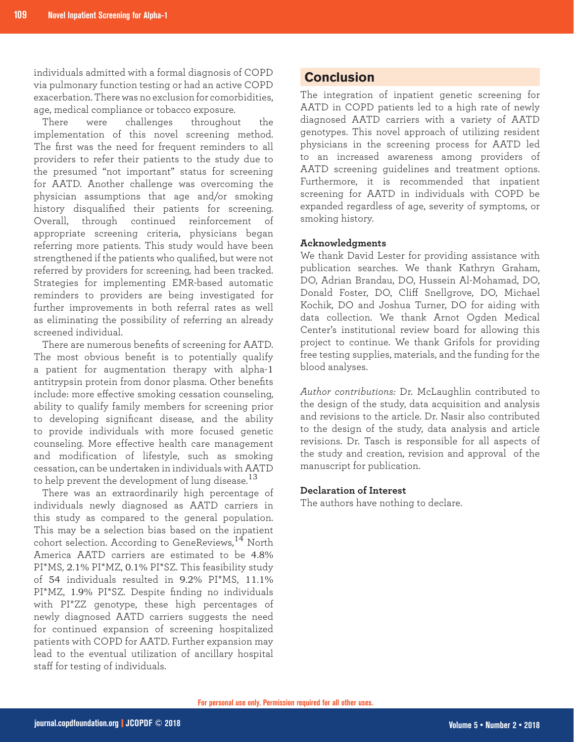individuals admitted with a formal diagnosis of COPD via pulmonary function testing or had an active COPD exacerbation. There was no exclusion for comorbidities, age, medical compliance or tobacco exposure.

There were challenges throughout the implementation of this novel screening method. The first was the need for frequent reminders to all providers to refer their patients to the study due to the presumed "not important" status for screening for AATD. Another challenge was overcoming the physician assumptions that age and/or smoking history disqualified their patients for screening. Overall, through continued reinforcement of appropriate screening criteria, physicians began referring more patients. This study would have been strengthened if the patients who qualified, but were not referred by providers for screening, had been tracked. Strategies for implementing EMR-based automatic reminders to providers are being investigated for further improvements in both referral rates as well as eliminating the possibility of referring an already screened individual.

There are numerous benefits of screening for AATD. The most obvious benefit is to potentially qualify a patient for augmentation therapy with alpha-1 antitrypsin protein from donor plasma. Other benefits include: more effective smoking cessation counseling, ability to qualify family members for screening prior to developing significant disease, and the ability to provide individuals with more focused genetic counseling. More effective health care management and modification of lifestyle, such as smoking cessation, can be undertaken in individuals with AATD to help prevent the development of lung disease.[13]

There was an extraordinarily high percentage of individuals newly diagnosed as AATD carriers in this study as compared to the general population. This may be a selection bias based on the inpatient cohort selection. According to GeneReviews,[14] North America AATD carriers are estimated to be 4.8% PI*MS, 2.1% PI*MZ, 0.1% PI*SZ. This feasibility study of 54 individuals resulted in 9.2% PI*MS, 11.1% PI*MZ, 1.9% PI*SZ. Despite finding no individuals with PI*ZZ genotype, these high percentages of newly diagnosed AATD carriers suggests the need for continued expansion of screening hospitalized patients with COPD for AATD. Further expansion may lead to the eventual utilization of ancillary hospital staff for testing of individuals.

## Conclusion

The integration of inpatient genetic screening for AATD in COPD patients led to a high rate of newly diagnosed AATD carriers with a variety of AATD genotypes. This novel approach of utilizing resident physicians in the screening process for AATD led to an increased awareness among providers of AATD screening guidelines and treatment options. Furthermore, it is recommended that inpatient screening for AATD in individuals with COPD be expanded regardless of age, severity of symptoms, or smoking history.

### Acknowledgments

We thank David Lester for providing assistance with publication searches. We thank Kathryn Graham, DO, Adrian Brandau, DO, Hussein Al-Mohamad, DO, Donald Foster, DO, Cliff Snellgrove, DO, Michael Kochik, DO and Joshua Turner, DO for aiding with data collection. We thank Arnot Ogden Medical Center's institutional review board for allowing this project to continue. We thank Grifols for providing free testing supplies, materials, and the funding for the blood analyses.

*Author contributions:* Dr. McLaughlin contributed to the design of the study, data acquisition and analysis and revisions to the article. Dr. Nasir also contributed to the design of the study, data analysis and article revisions. Dr. Tasch is responsible for all aspects of the study and creation, revision and approval of the manuscript for publication.

### Declaration of Interest

The authors have nothing to declare.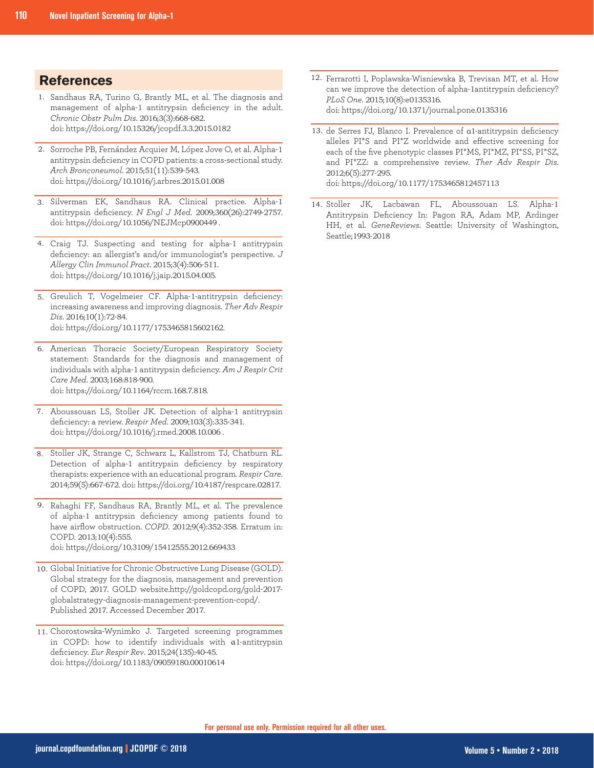## References

1. Sandhaus RA, Turino G, Brantly ML, et al. The diagnosis and management of alpha-1 antitrypsin deficiency in the adult. *Chronic Obstr Pulm Dis*. 2016;3(3):668-682. doi: https://doi.org/10.15326/jcopdf.3.3.2015.0182

2. Sorroche PB, Fernández Acquier M, López Jove O, et al. Alpha-1 antitrypsin deficiency in COPD patients: a cross-sectional study. *Arch Bronconeumol*. 2015;51(11):539-543. doi: https://doi.org/10.1016/j.arbres.2015.01.008

3. Silverman EK, Sandhaus RA. Clinical practice. Alpha-1 antitrypsin deficiency. *N Engl J Med*. 2009;360(26):2749-2757. doi: https://doi.org/10.1056/NEJMcp0900449 .

4. Craig TJ. Suspecting and testing for alpha-1 antitrypsin deficiency: an allergist's and/or immunologist's perspective. *J Allergy Clin Immunol Pract*. 2015;3(4):506-511. doi: https://doi.org/10.1016/j.jaip.2015.04.005.

5. Greulich T, Vogelmeier CF. Alpha-1-antitrypsin deficiency: increasing awareness and improving diagnosis. *Ther Adv Respir Dis*. 2016;10(1):72-84. doi: https://doi.org/10.1177/1753465815602162.

6. American Thoracic Society/European Respiratory Society statement: Standards for the diagnosis and management of individuals with alpha-1 antitrypsin deficiency. *Am J Respir Crit Care Med*. 2003;168:818-900. doi: https://doi.org/10.1164/rccm.168.7.818.

7. Aboussouan LS, Stoller JK. Detection of alpha-1 antitrypsin deficiency: a review. *Respir Med*. 2009;103(3):335-341. doi: https://doi.org/10.1016/j.rmed.2008.10.006 .

8. Stoller JK, Strange C, Schwarz L, Kallstrom TJ, Chatburn RL. Detection of alpha-1 antitrypsin deficiency by respiratory therapists: experience with an educational program. *Respir Care*. 2014;59(5):667-672. doi: https://doi.org/10.4187/respcare.02817.

9. Rahaghi FF, Sandhaus RA, Brantly ML, et al. The prevalence of alpha-1 antitrypsin deficiency among patients found to have airflow obstruction. *COPD*. 2012;9(4):352-358. Erratum in: COPD. 2013;10(4):555. doi: https://doi.org/10.3109/15412555.2012.669433

10. Global Initiative for Chronic Obstructive Lung Disease (GOLD). Global strategy for the diagnosis, management and prevention of COPD, 2017. GOLD website.http://goldcopd.org/gold-2017-globalstrategy-diagnosis-management-prevention-copd/. Published 2017. Accessed December 2017.

11. Chorostowska-Wynimko J. Targeted screening programmes in COPD: how to identify individuals with α1-antitrypsin deficiency. *Eur Respir Rev*. 2015;24(135):40-45. doi: https://doi.org/10.1183/09059180.00010614

12. Ferrarotti I, Poplawska-Wisniewska B, Trevisan MT, et al. How can we improve the detection of alpha-1antitrypsin deficiency? *PLoS One*. 2015;10(8):e0135316. doi: https://doi.org/10.1371/journal.pone.0135316

13. de Serres FJ, Blanco I. Prevalence of α1-antitrypsin deficiency alleles PI*S and PI*Z worldwide and effective screening for each of the five phenotypic classes PI*MS, PI*MZ, PI*SS, PI*SZ, and PI*ZZ: a comprehensive review. *Ther Adv Respir Dis*. 2012;6(5):277-295. doi: https://doi.org/10.1177/1753465812457113

14. Stoller JK, Lacbawan FL, Aboussouan LS. Alpha-1 Antitrypsin Deficiency In: Pagon RA, Adam MP, Ardinger HH, et al. *GeneReviews*. Seattle: University of Washington, Seattle;1993-2018